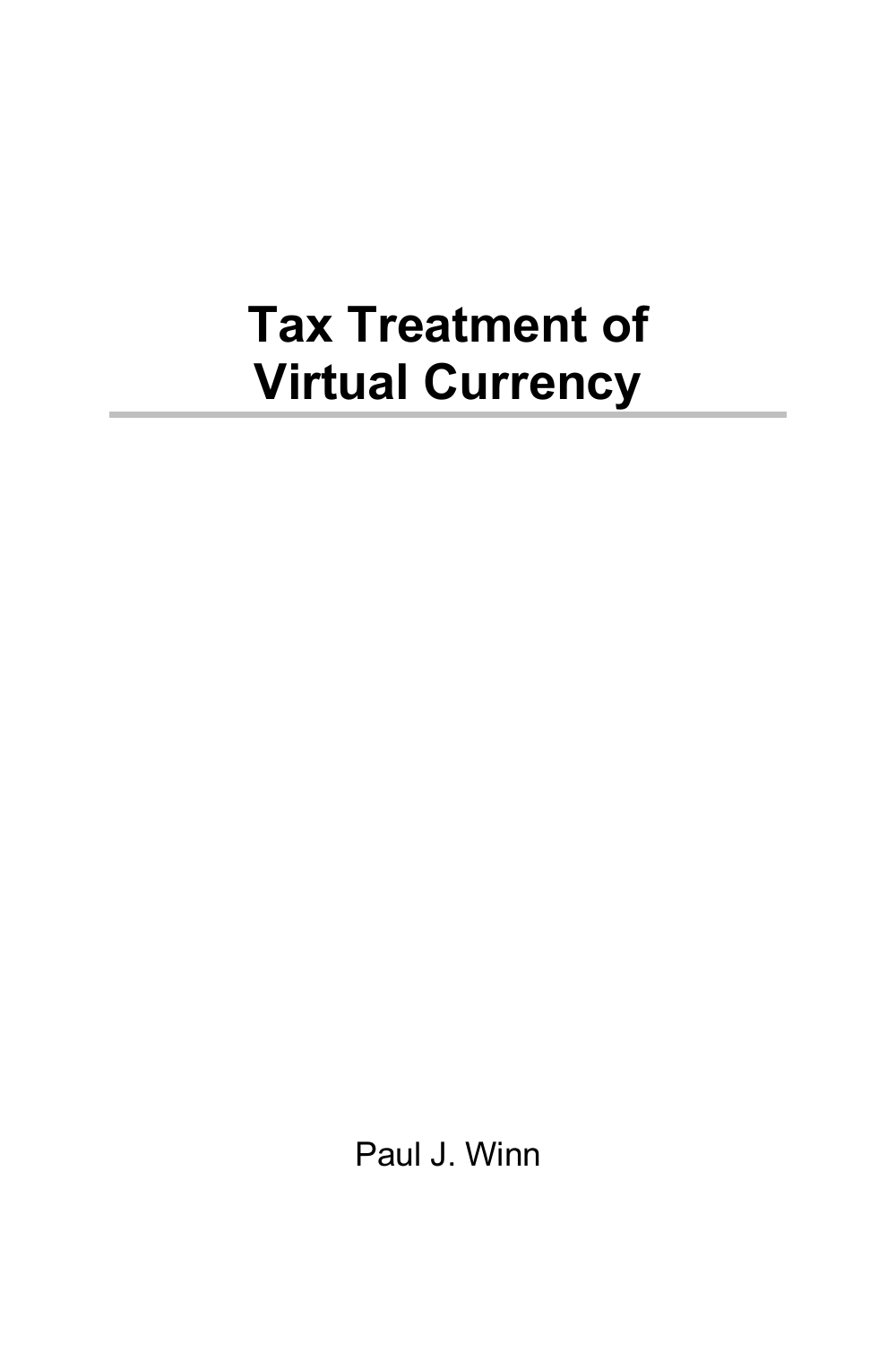# Tax Treatment of Virtual Currency

---

Paul J. Winn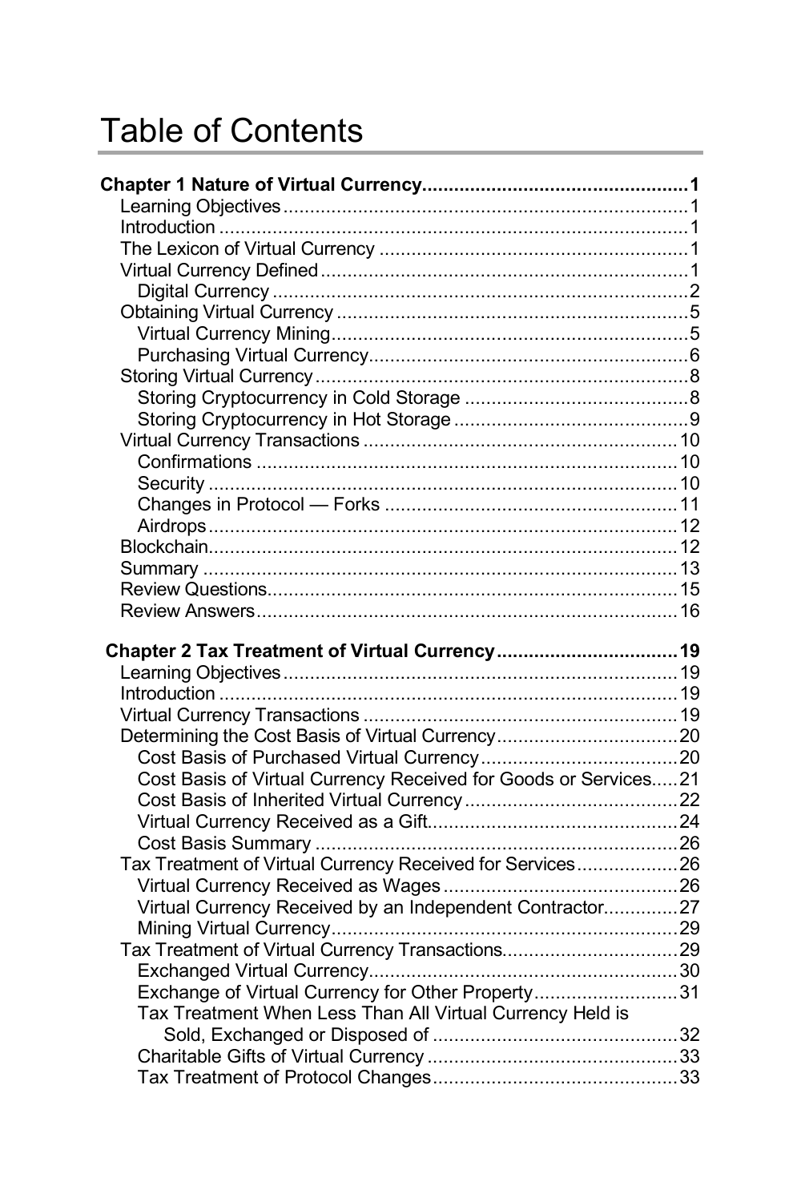# Table of Contents

**Chapter 1 Nature of Virtual Currency** ... 1

- Learning Objectives ... 1
- Introduction ... 1
- The Lexicon of Virtual Currency ... 1
- Virtual Currency Defined ... 1
  - Digital Currency ... 2
- Obtaining Virtual Currency ... 5
  - Virtual Currency Mining ... 5
  - Purchasing Virtual Currency ... 6
- Storing Virtual Currency ... 8
  - Storing Cryptocurrency in Cold Storage ... 8
  - Storing Cryptocurrency in Hot Storage ... 9
- Virtual Currency Transactions ... 10
  - Confirmations ... 10
  - Security ... 10
  - Changes in Protocol — Forks ... 11
  - Airdrops ... 12
- Blockchain ... 12
- Summary ... 13
- Review Questions ... 15
- Review Answers ... 16

**Chapter 2 Tax Treatment of Virtual Currency** ... 19

- Learning Objectives ... 19
- Introduction ... 19
- Virtual Currency Transactions ... 19
- Determining the Cost Basis of Virtual Currency ... 20
  - Cost Basis of Purchased Virtual Currency ... 20
  - Cost Basis of Virtual Currency Received for Goods or Services ... 21
  - Cost Basis of Inherited Virtual Currency ... 22
  - Virtual Currency Received as a Gift ... 24
  - Cost Basis Summary ... 26
- Tax Treatment of Virtual Currency Received for Services ... 26
  - Virtual Currency Received as Wages ... 26
  - Virtual Currency Received by an Independent Contractor ... 27
  - Mining Virtual Currency ... 29
- Tax Treatment of Virtual Currency Transactions ... 29
  - Exchanged Virtual Currency ... 30
  - Exchange of Virtual Currency for Other Property ... 31
  - Tax Treatment When Less Than All Virtual Currency Held is Sold, Exchanged or Disposed of ... 32
  - Charitable Gifts of Virtual Currency ... 33
  - Tax Treatment of Protocol Changes ... 33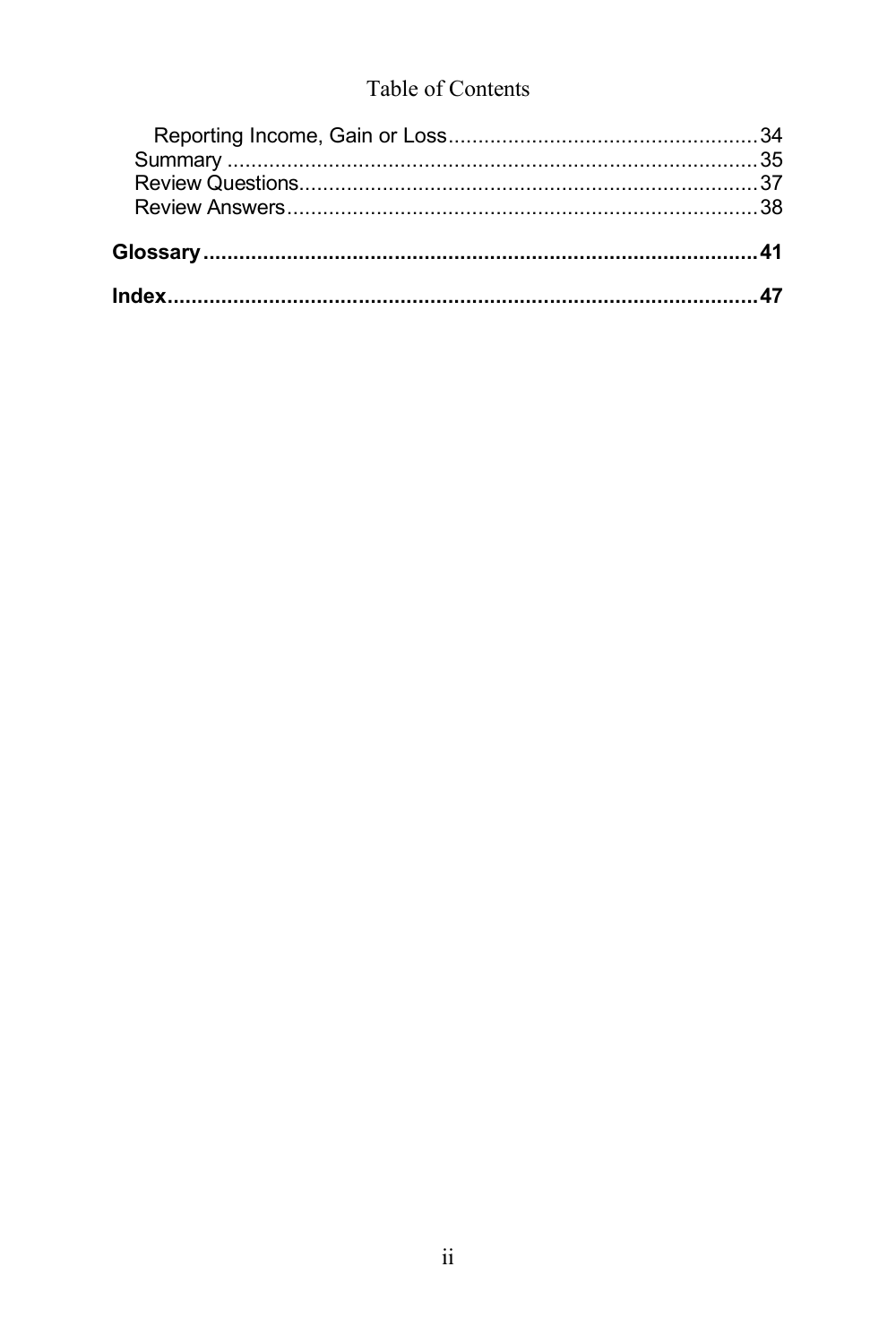Reporting Income, Gain or Loss........................................................34
Summary ..................................................................................35
Review Questions.......................................................................37
Review Answers.........................................................................38

**Glossary....................................................................................41**

**Index..........................................................................................47**